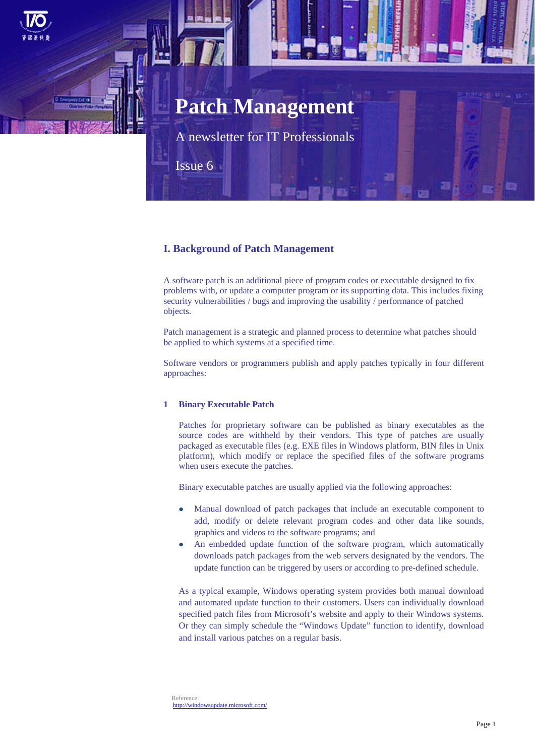# Patch Management

A newsletter for IT Professionals

Issue 6

## I. Background of Patch Management

A software patch is an additional piece of program codes or executable designed to fix problems with, or update a computer program or its supporting data. This includes fixing security vulnerabilities / bugs and improving the usability / performance of patched objects.

Patch management is a strategic and planned process to determine what patches should be applied to which systems at a specified time.

Software vendors or programmers publish and apply patches typically in four different approaches:

### 1 Binary Executable Patch

Patches for proprietary software can be published as binary executables as the source codes are withheld by their vendors. This type of patches are usually packaged as executable files (e.g. EXE files in Windows platform, BIN files in Unix platform), which modify or replace the specified files of the software programs when users execute the patches.

Binary executable patches are usually applied via the following approaches:

- Manual download of patch packages that include an executable component to add, modify or delete relevant program codes and other data like sounds, graphics and videos to the software programs; and
- An embedded update function of the software program, which automatically downloads patch packages from the web servers designated by the vendors. The update function can be triggered by users or according to pre-defined schedule.

As a typical example, Windows operating system provides both manual download and automated update function to their customers. Users can individually download specified patch files from Microsoft's website and apply to their Windows systems. Or they can simply schedule the "Windows Update" function to identify, download and install various patches on a regular basis.

Reference:
http://windowsupdate.microsoft.com/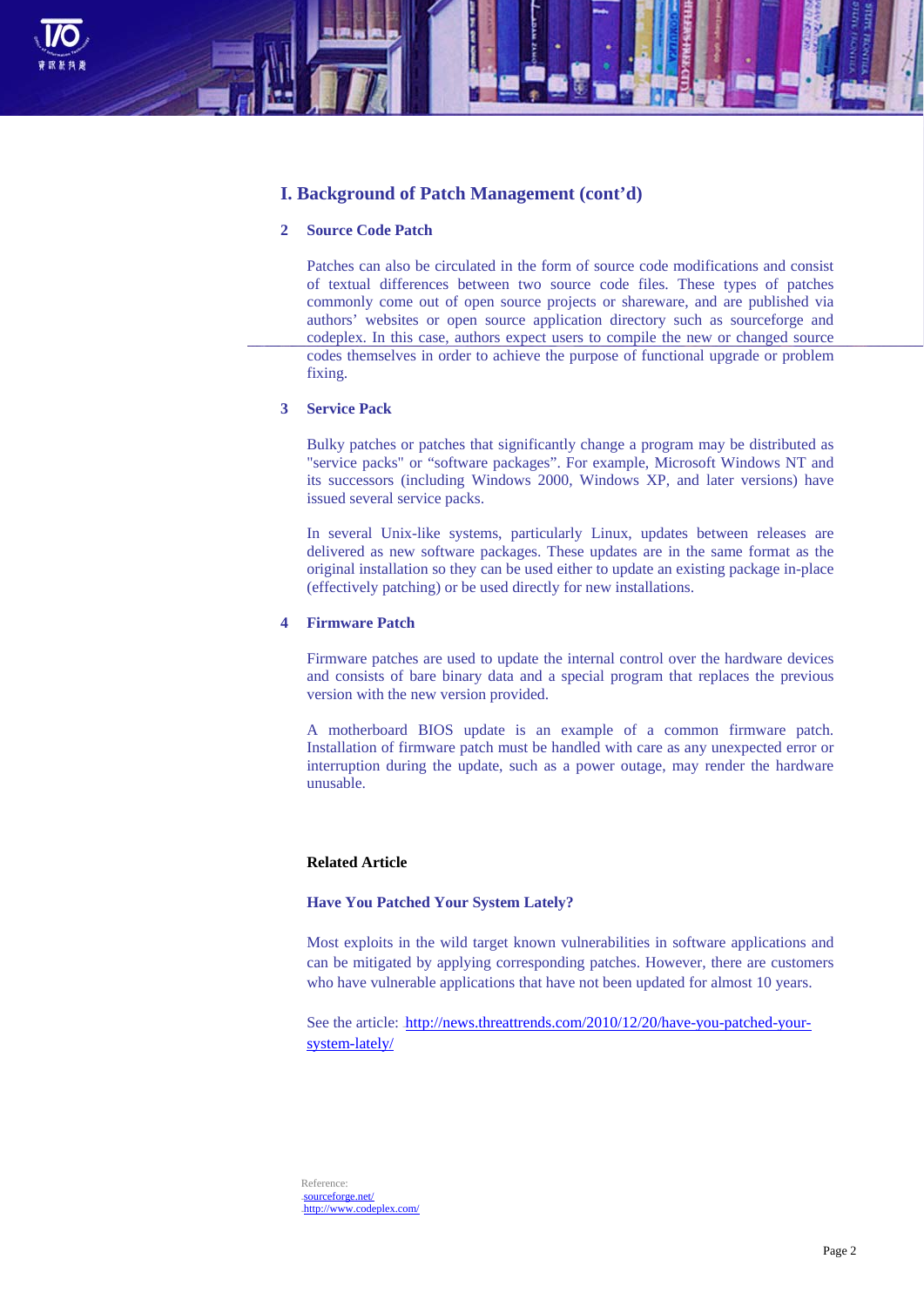## I. Background of Patch Management (cont'd)

### 2 Source Code Patch

Patches can also be circulated in the form of source code modifications and consist of textual differences between two source code files. These types of patches commonly come out of open source projects or shareware, and are published via authors' websites or open source application directory such as sourceforge and codeplex. In this case, authors expect users to compile the new or changed source codes themselves in order to achieve the purpose of functional upgrade or problem fixing.

### 3 Service Pack

Bulky patches or patches that significantly change a program may be distributed as "service packs" or "software packages". For example, Microsoft Windows NT and its successors (including Windows 2000, Windows XP, and later versions) have issued several service packs.

In several Unix-like systems, particularly Linux, updates between releases are delivered as new software packages. These updates are in the same format as the original installation so they can be used either to update an existing package in-place (effectively patching) or be used directly for new installations.

### 4 Firmware Patch

Firmware patches are used to update the internal control over the hardware devices and consists of bare binary data and a special program that replaces the previous version with the new version provided.

A motherboard BIOS update is an example of a common firmware patch. Installation of firmware patch must be handled with care as any unexpected error or interruption during the update, such as a power outage, may render the hardware unusable.

**Related Article**

**Have You Patched Your System Lately?**

Most exploits in the wild target known vulnerabilities in software applications and can be mitigated by applying corresponding patches. However, there are customers who have vulnerable applications that have not been updated for almost 10 years.

See the article: http://news.threattrends.com/2010/12/20/have-you-patched-your-system-lately/

Reference:
sourceforge.net/
http://www.codeplex.com/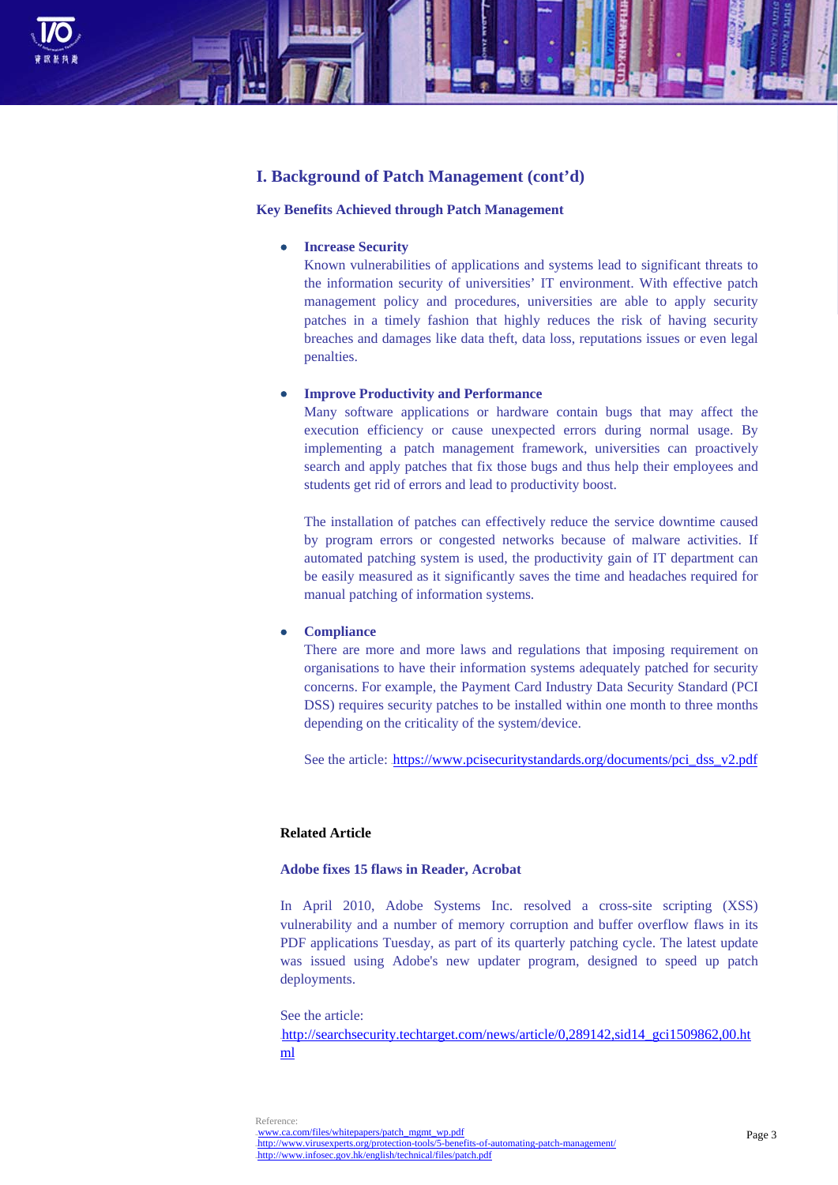## I. Background of Patch Management (cont'd)

### Key Benefits Achieved through Patch Management

- **Increase Security**
  Known vulnerabilities of applications and systems lead to significant threats to the information security of universities' IT environment. With effective patch management policy and procedures, universities are able to apply security patches in a timely fashion that highly reduces the risk of having security breaches and damages like data theft, data loss, reputations issues or even legal penalties.

- **Improve Productivity and Performance**
  Many software applications or hardware contain bugs that may affect the execution efficiency or cause unexpected errors during normal usage. By implementing a patch management framework, universities can proactively search and apply patches that fix those bugs and thus help their employees and students get rid of errors and lead to productivity boost.

  The installation of patches can effectively reduce the service downtime caused by program errors or congested networks because of malware activities. If automated patching system is used, the productivity gain of IT department can be easily measured as it significantly saves the time and headaches required for manual patching of information systems.

- **Compliance**
  There are more and more laws and regulations that imposing requirement on organisations to have their information systems adequately patched for security concerns. For example, the Payment Card Industry Data Security Standard (PCI DSS) requires security patches to be installed within one month to three months depending on the criticality of the system/device.

  See the article: https://www.pcisecuritystandards.org/documents/pci_dss_v2.pdf

**Related Article**

**Adobe fixes 15 flaws in Reader, Acrobat**

In April 2010, Adobe Systems Inc. resolved a cross-site scripting (XSS) vulnerability and a number of memory corruption and buffer overflow flaws in its PDF applications Tuesday, as part of its quarterly patching cycle. The latest update was issued using Adobe's new updater program, designed to speed up patch deployments.

See the article:
http://searchsecurity.techtarget.com/news/article/0,289142,sid14_gci1509862,00.html

Reference:
www.ca.com/files/whitepapers/patch_mgmt_wp.pdf
http://www.virusexperts.org/protection-tools/5-benefits-of-automating-patch-management/
http://www.infosec.gov.hk/english/technical/files/patch.pdf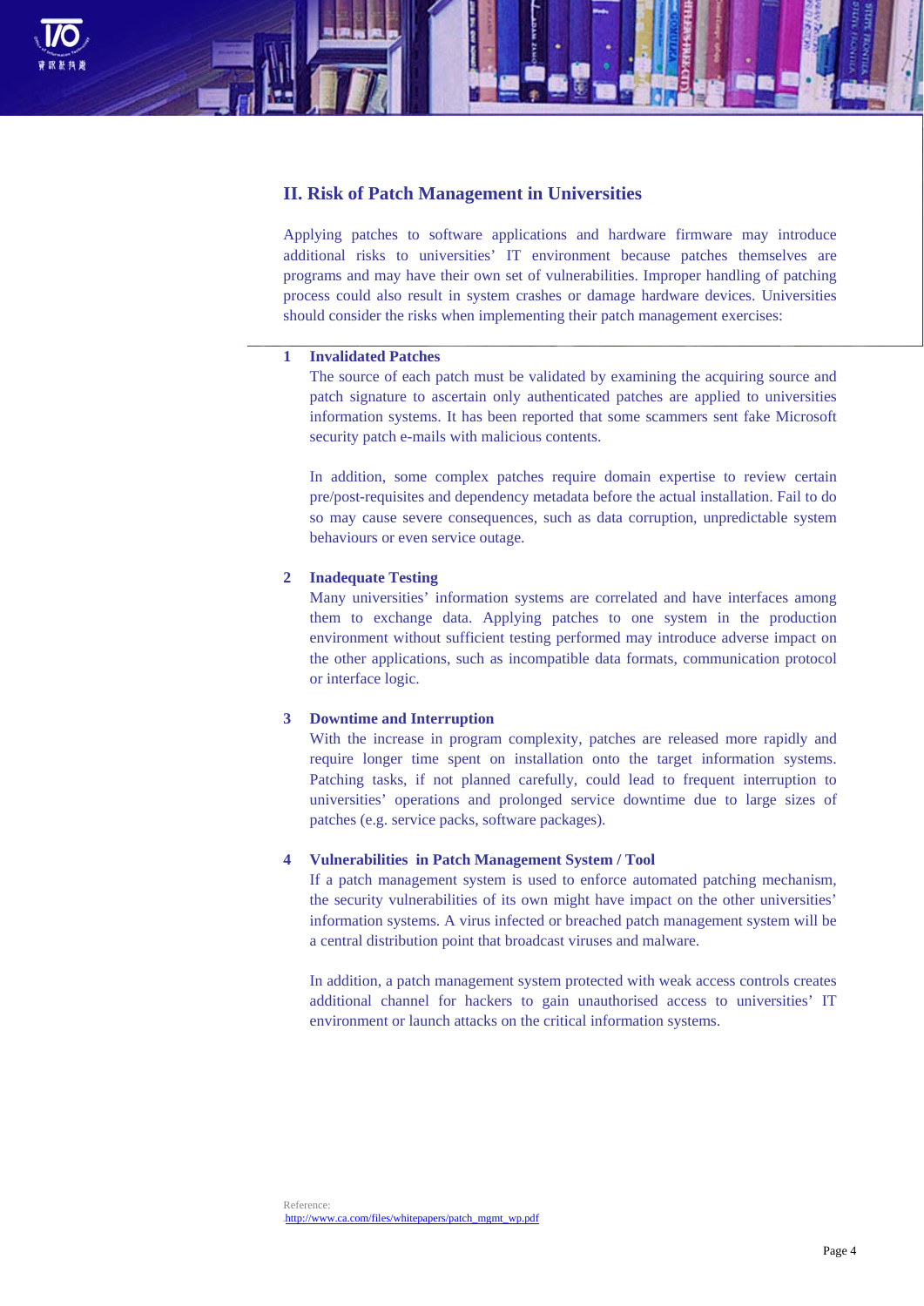## II. Risk of Patch Management in Universities

Applying patches to software applications and hardware firmware may introduce additional risks to universities' IT environment because patches themselves are programs and may have their own set of vulnerabilities. Improper handling of patching process could also result in system crashes or damage hardware devices. Universities should consider the risks when implementing their patch management exercises:

**1 Invalidated Patches**

The source of each patch must be validated by examining the acquiring source and patch signature to ascertain only authenticated patches are applied to universities information systems. It has been reported that some scammers sent fake Microsoft security patch e-mails with malicious contents.

In addition, some complex patches require domain expertise to review certain pre/post-requisites and dependency metadata before the actual installation. Fail to do so may cause severe consequences, such as data corruption, unpredictable system behaviours or even service outage.

**2 Inadequate Testing**

Many universities' information systems are correlated and have interfaces among them to exchange data. Applying patches to one system in the production environment without sufficient testing performed may introduce adverse impact on the other applications, such as incompatible data formats, communication protocol or interface logic.

**3 Downtime and Interruption**

With the increase in program complexity, patches are released more rapidly and require longer time spent on installation onto the target information systems. Patching tasks, if not planned carefully, could lead to frequent interruption to universities' operations and prolonged service downtime due to large sizes of patches (e.g. service packs, software packages).

**4 Vulnerabilities in Patch Management System / Tool**

If a patch management system is used to enforce automated patching mechanism, the security vulnerabilities of its own might have impact on the other universities' information systems. A virus infected or breached patch management system will be a central distribution point that broadcast viruses and malware.

In addition, a patch management system protected with weak access controls creates additional channel for hackers to gain unauthorised access to universities' IT environment or launch attacks on the critical information systems.

Reference:
http://www.ca.com/files/whitepapers/patch_mgmt_wp.pdf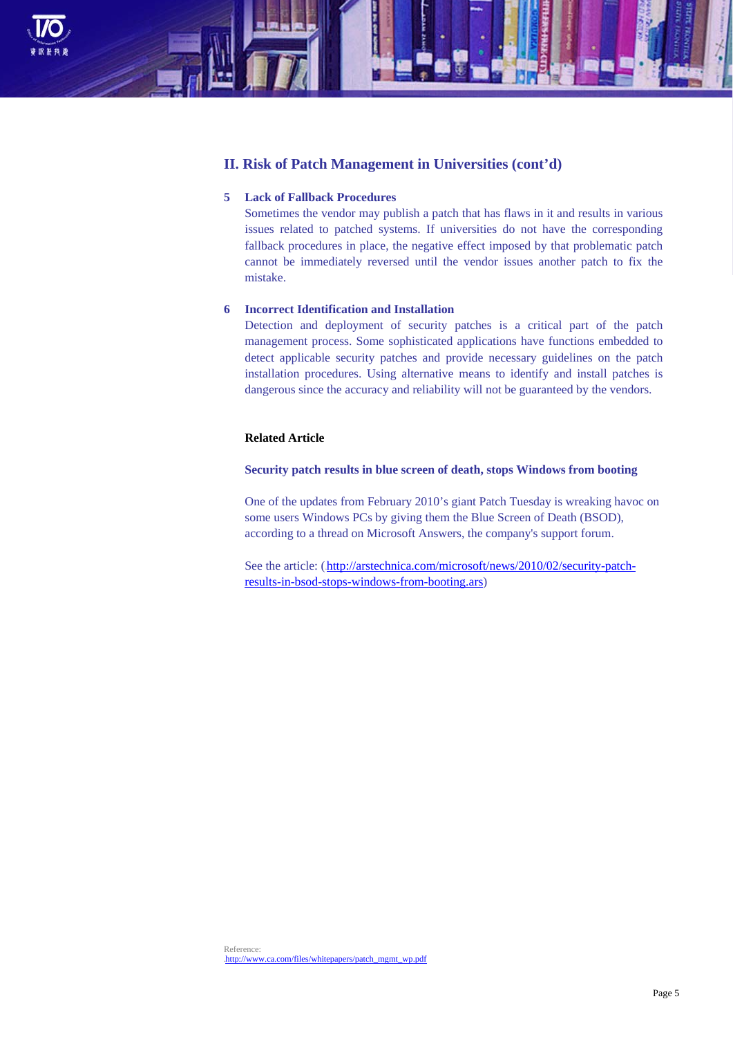## II. Risk of Patch Management in Universities (cont'd)

**5 Lack of Fallback Procedures**

Sometimes the vendor may publish a patch that has flaws in it and results in various issues related to patched systems. If universities do not have the corresponding fallback procedures in place, the negative effect imposed by that problematic patch cannot be immediately reversed until the vendor issues another patch to fix the mistake.

**6 Incorrect Identification and Installation**

Detection and deployment of security patches is a critical part of the patch management process. Some sophisticated applications have functions embedded to detect applicable security patches and provide necessary guidelines on the patch installation procedures. Using alternative means to identify and install patches is dangerous since the accuracy and reliability will not be guaranteed by the vendors.

**Related Article**

**Security patch results in blue screen of death, stops Windows from booting**

One of the updates from February 2010's giant Patch Tuesday is wreaking havoc on some users Windows PCs by giving them the Blue Screen of Death (BSOD), according to a thread on Microsoft Answers, the company's support forum.

See the article: (http://arstechnica.com/microsoft/news/2010/02/security-patch-results-in-bsod-stops-windows-from-booting.ars)

Reference:
http://www.ca.com/files/whitepapers/patch_mgmt_wp.pdf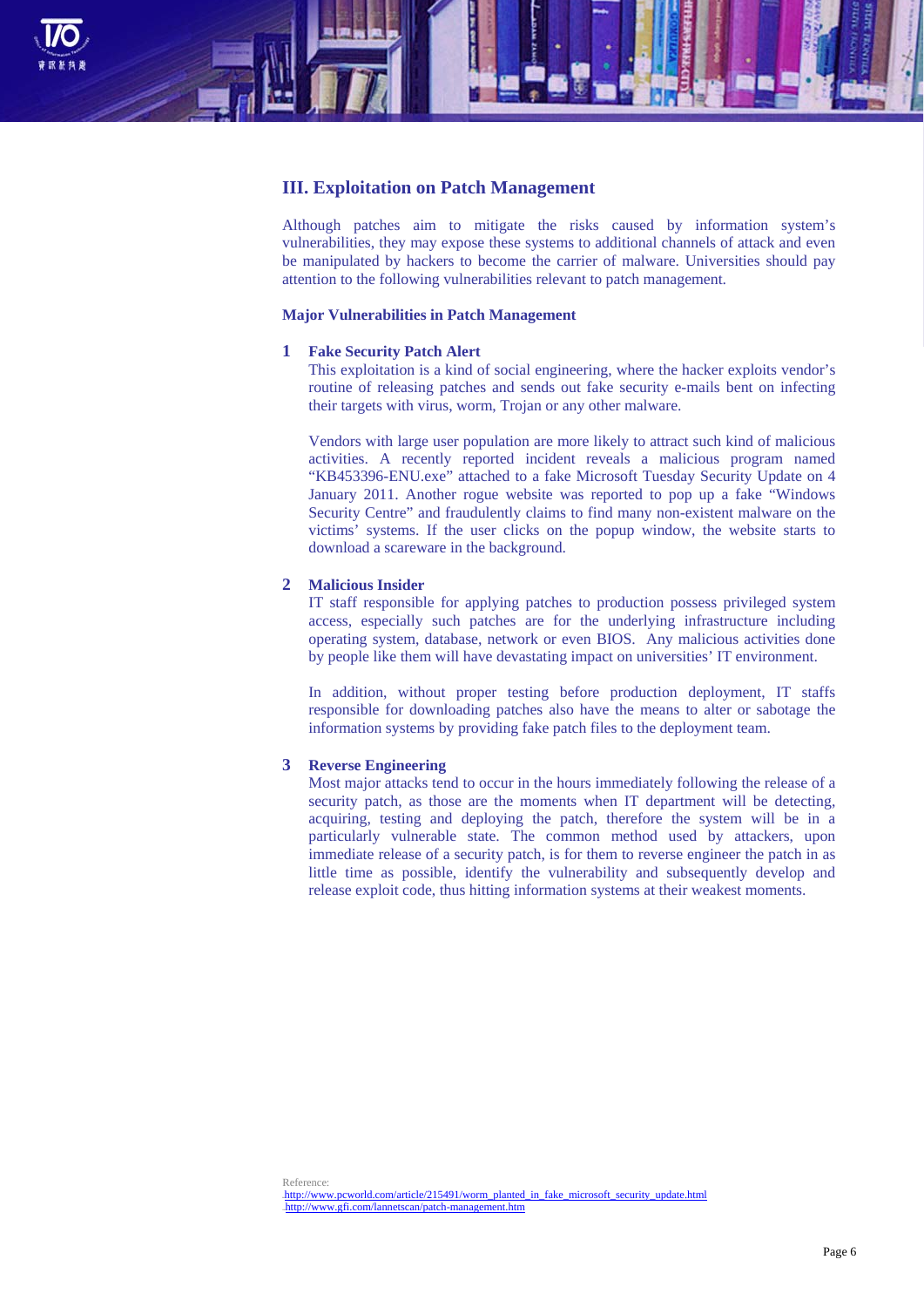## III. Exploitation on Patch Management

Although patches aim to mitigate the risks caused by information system's vulnerabilities, they may expose these systems to additional channels of attack and even be manipulated by hackers to become the carrier of malware. Universities should pay attention to the following vulnerabilities relevant to patch management.

### Major Vulnerabilities in Patch Management

**1 Fake Security Patch Alert**

This exploitation is a kind of social engineering, where the hacker exploits vendor's routine of releasing patches and sends out fake security e-mails bent on infecting their targets with virus, worm, Trojan or any other malware.

Vendors with large user population are more likely to attract such kind of malicious activities. A recently reported incident reveals a malicious program named "KB453396-ENU.exe" attached to a fake Microsoft Tuesday Security Update on 4 January 2011. Another rogue website was reported to pop up a fake "Windows Security Centre" and fraudulently claims to find many non-existent malware on the victims' systems. If the user clicks on the popup window, the website starts to download a scareware in the background.

**2 Malicious Insider**

IT staff responsible for applying patches to production possess privileged system access, especially such patches are for the underlying infrastructure including operating system, database, network or even BIOS. Any malicious activities done by people like them will have devastating impact on universities' IT environment.

In addition, without proper testing before production deployment, IT staffs responsible for downloading patches also have the means to alter or sabotage the information systems by providing fake patch files to the deployment team.

**3 Reverse Engineering**

Most major attacks tend to occur in the hours immediately following the release of a security patch, as those are the moments when IT department will be detecting, acquiring, testing and deploying the patch, therefore the system will be in a particularly vulnerable state. The common method used by attackers, upon immediate release of a security patch, is for them to reverse engineer the patch in as little time as possible, identify the vulnerability and subsequently develop and release exploit code, thus hitting information systems at their weakest moments.

Reference:
http://www.pcworld.com/article/215491/worm_planted_in_fake_microsoft_security_update.html
http://www.gfi.com/lannetscan/patch-management.htm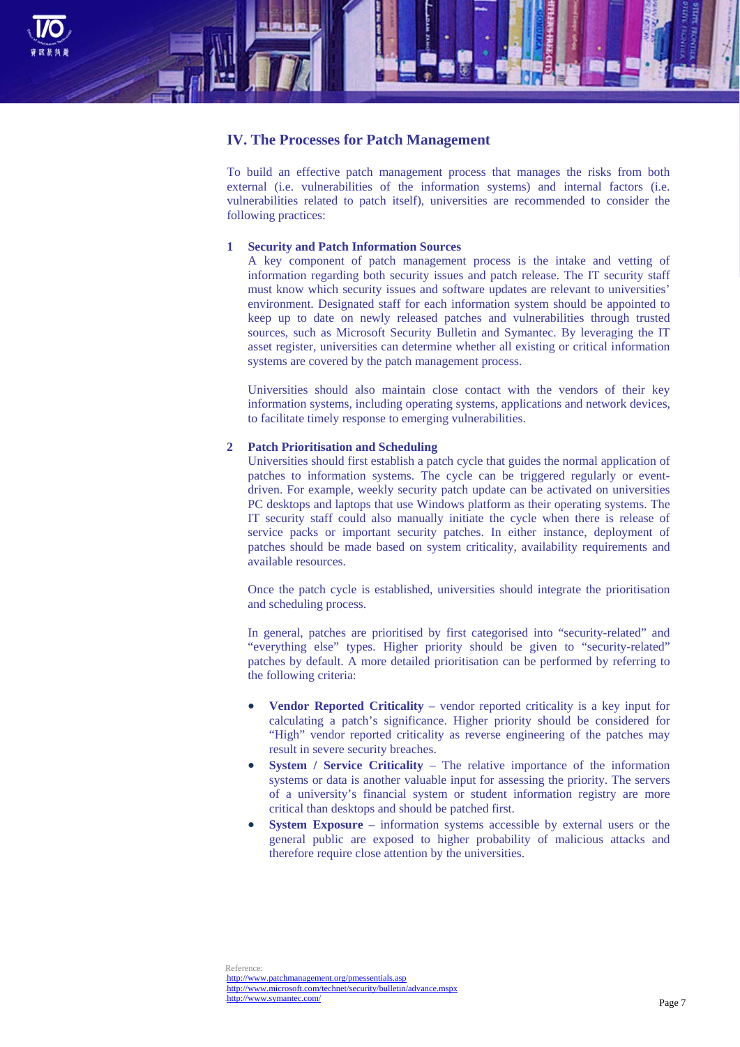## IV. The Processes for Patch Management

To build an effective patch management process that manages the risks from both external (i.e. vulnerabilities of the information systems) and internal factors (i.e. vulnerabilities related to patch itself), universities are recommended to consider the following practices:

### 1 Security and Patch Information Sources

A key component of patch management process is the intake and vetting of information regarding both security issues and patch release. The IT security staff must know which security issues and software updates are relevant to universities' environment. Designated staff for each information system should be appointed to keep up to date on newly released patches and vulnerabilities through trusted sources, such as Microsoft Security Bulletin and Symantec. By leveraging the IT asset register, universities can determine whether all existing or critical information systems are covered by the patch management process.

Universities should also maintain close contact with the vendors of their key information systems, including operating systems, applications and network devices, to facilitate timely response to emerging vulnerabilities.

### 2 Patch Prioritisation and Scheduling

Universities should first establish a patch cycle that guides the normal application of patches to information systems. The cycle can be triggered regularly or event-driven. For example, weekly security patch update can be activated on universities PC desktops and laptops that use Windows platform as their operating systems. The IT security staff could also manually initiate the cycle when there is release of service packs or important security patches. In either instance, deployment of patches should be made based on system criticality, availability requirements and available resources.

Once the patch cycle is established, universities should integrate the prioritisation and scheduling process.

In general, patches are prioritised by first categorised into "security-related" and "everything else" types. Higher priority should be given to "security-related" patches by default. A more detailed prioritisation can be performed by referring to the following criteria:

- **Vendor Reported Criticality** – vendor reported criticality is a key input for calculating a patch's significance. Higher priority should be considered for "High" vendor reported criticality as reverse engineering of the patches may result in severe security breaches.
- **System / Service Criticality** – The relative importance of the information systems or data is another valuable input for assessing the priority. The servers of a university's financial system or student information registry are more critical than desktops and should be patched first.
- **System Exposure** – information systems accessible by external users or the general public are exposed to higher probability of malicious attacks and therefore require close attention by the universities.

Reference:
http://www.patchmanagement.org/pmessentials.asp
http://www.microsoft.com/technet/security/bulletin/advance.mspx
http://www.symantec.com/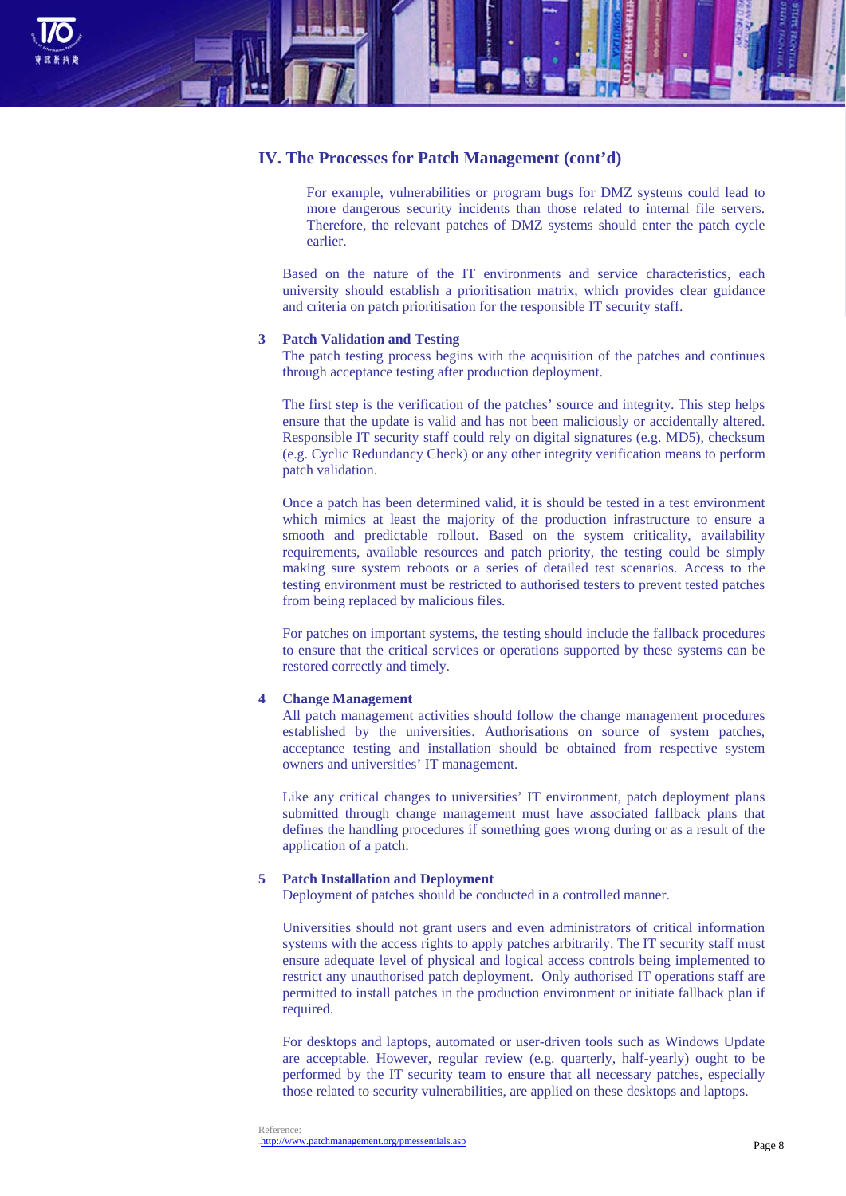## IV. The Processes for Patch Management (cont'd)

For example, vulnerabilities or program bugs for DMZ systems could lead to more dangerous security incidents than those related to internal file servers. Therefore, the relevant patches of DMZ systems should enter the patch cycle earlier.

Based on the nature of the IT environments and service characteristics, each university should establish a prioritisation matrix, which provides clear guidance and criteria on patch prioritisation for the responsible IT security staff.

### 3 Patch Validation and Testing

The patch testing process begins with the acquisition of the patches and continues through acceptance testing after production deployment.

The first step is the verification of the patches' source and integrity. This step helps ensure that the update is valid and has not been maliciously or accidentally altered. Responsible IT security staff could rely on digital signatures (e.g. MD5), checksum (e.g. Cyclic Redundancy Check) or any other integrity verification means to perform patch validation.

Once a patch has been determined valid, it is should be tested in a test environment which mimics at least the majority of the production infrastructure to ensure a smooth and predictable rollout. Based on the system criticality, availability requirements, available resources and patch priority, the testing could be simply making sure system reboots or a series of detailed test scenarios. Access to the testing environment must be restricted to authorised testers to prevent tested patches from being replaced by malicious files.

For patches on important systems, the testing should include the fallback procedures to ensure that the critical services or operations supported by these systems can be restored correctly and timely.

### 4 Change Management

All patch management activities should follow the change management procedures established by the universities. Authorisations on source of system patches, acceptance testing and installation should be obtained from respective system owners and universities' IT management.

Like any critical changes to universities' IT environment, patch deployment plans submitted through change management must have associated fallback plans that defines the handling procedures if something goes wrong during or as a result of the application of a patch.

### 5 Patch Installation and Deployment

Deployment of patches should be conducted in a controlled manner.

Universities should not grant users and even administrators of critical information systems with the access rights to apply patches arbitrarily. The IT security staff must ensure adequate level of physical and logical access controls being implemented to restrict any unauthorised patch deployment. Only authorised IT operations staff are permitted to install patches in the production environment or initiate fallback plan if required.

For desktops and laptops, automated or user-driven tools such as Windows Update are acceptable. However, regular review (e.g. quarterly, half-yearly) ought to be performed by the IT security team to ensure that all necessary patches, especially those related to security vulnerabilities, are applied on these desktops and laptops.

Reference:
http://www.patchmanagement.org/pmessentials.asp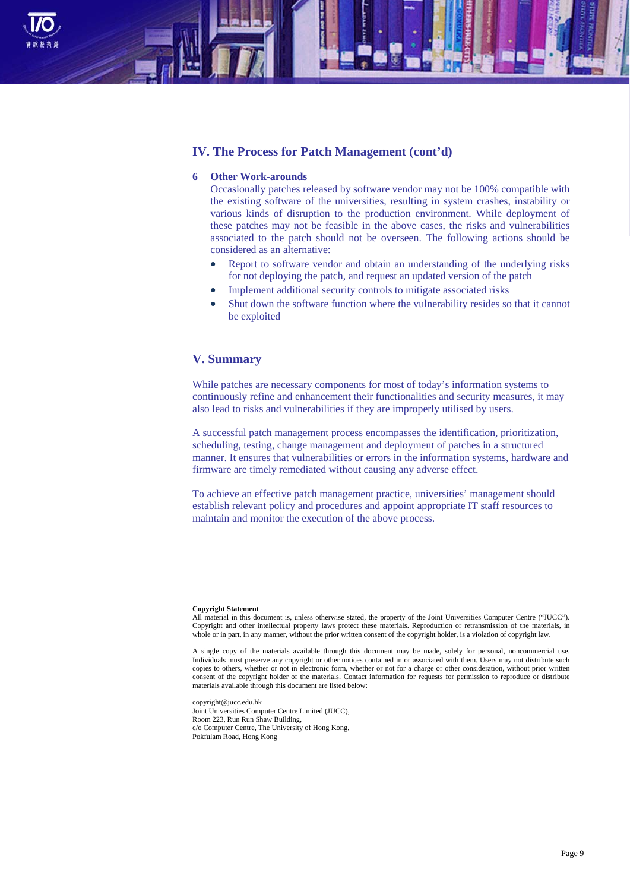## IV. The Process for Patch Management (cont'd)

### 6 Other Work-arounds

Occasionally patches released by software vendor may not be 100% compatible with the existing software of the universities, resulting in system crashes, instability or various kinds of disruption to the production environment. While deployment of these patches may not be feasible in the above cases, the risks and vulnerabilities associated to the patch should not be overseen. The following actions should be considered as an alternative:

- Report to software vendor and obtain an understanding of the underlying risks for not deploying the patch, and request an updated version of the patch
- Implement additional security controls to mitigate associated risks
- Shut down the software function where the vulnerability resides so that it cannot be exploited

## V. Summary

While patches are necessary components for most of today's information systems to continuously refine and enhancement their functionalities and security measures, it may also lead to risks and vulnerabilities if they are improperly utilised by users.

A successful patch management process encompasses the identification, prioritization, scheduling, testing, change management and deployment of patches in a structured manner. It ensures that vulnerabilities or errors in the information systems, hardware and firmware are timely remediated without causing any adverse effect.

To achieve an effective patch management practice, universities' management should establish relevant policy and procedures and appoint appropriate IT staff resources to maintain and monitor the execution of the above process.

**Copyright Statement**

All material in this document is, unless otherwise stated, the property of the Joint Universities Computer Centre ("JUCC"). Copyright and other intellectual property laws protect these materials. Reproduction or retransmission of the materials, in whole or in part, in any manner, without the prior written consent of the copyright holder, is a violation of copyright law.

A single copy of the materials available through this document may be made, solely for personal, noncommercial use. Individuals must preserve any copyright or other notices contained in or associated with them. Users may not distribute such copies to others, whether or not in electronic form, whether or not for a charge or other consideration, without prior written consent of the copyright holder of the materials. Contact information for requests for permission to reproduce or distribute materials available through this document are listed below:

copyright@jucc.edu.hk
Joint Universities Computer Centre Limited (JUCC),
Room 223, Run Run Shaw Building,
c/o Computer Centre, The University of Hong Kong,
Pokfulam Road, Hong Kong